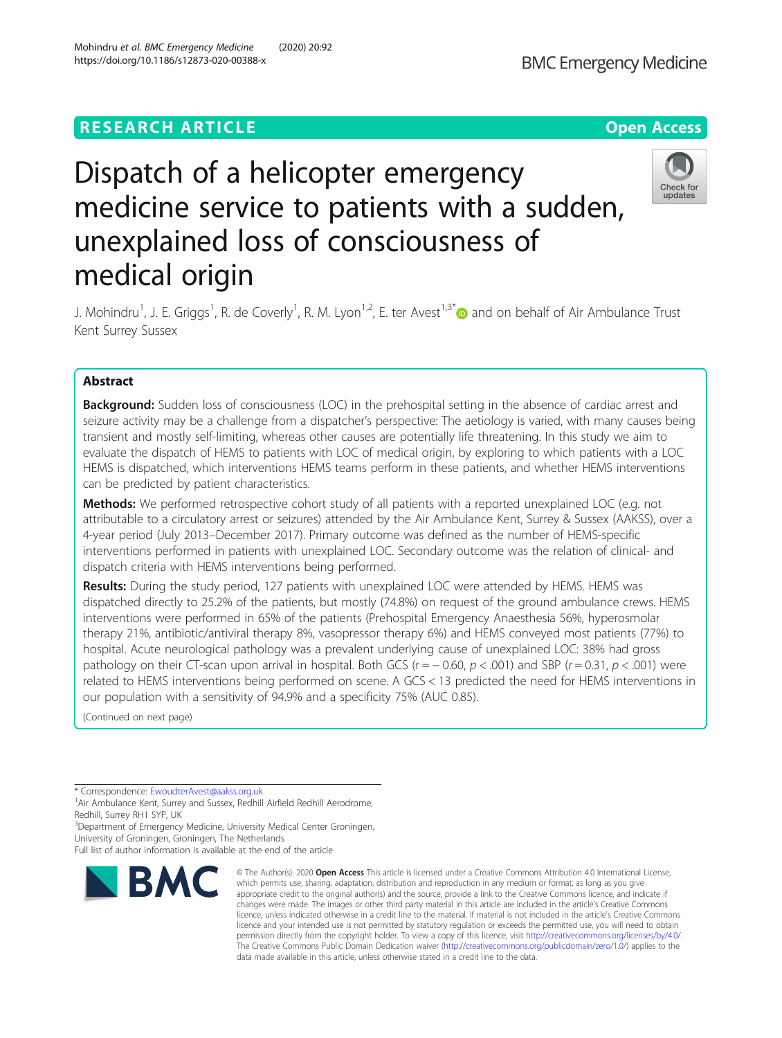RESEARCH ARTICLE

Open Access

# Dispatch of a helicopter emergency medicine service to patients with a sudden, unexplained loss of consciousness of medical origin

J. Mohindru[1], J. E. Griggs[1], R. de Coverly[1], R. M. Lyon[1,2], E. ter Avest[1,3*] and on behalf of Air Ambulance Trust Kent Surrey Sussex

## Abstract

**Background:** Sudden loss of consciousness (LOC) in the prehospital setting in the absence of cardiac arrest and seizure activity may be a challenge from a dispatcher's perspective: The aetiology is varied, with many causes being transient and mostly self-limiting, whereas other causes are potentially life threatening. In this study we aim to evaluate the dispatch of HEMS to patients with LOC of medical origin, by exploring to which patients with a LOC HEMS is dispatched, which interventions HEMS teams perform in these patients, and whether HEMS interventions can be predicted by patient characteristics.

**Methods:** We performed retrospective cohort study of all patients with a reported unexplained LOC (e.g. not attributable to a circulatory arrest or seizures) attended by the Air Ambulance Kent, Surrey & Sussex (AAKSS), over a 4-year period (July 2013–December 2017). Primary outcome was defined as the number of HEMS-specific interventions performed in patients with unexplained LOC. Secondary outcome was the relation of clinical- and dispatch criteria with HEMS interventions being performed.

**Results:** During the study period, 127 patients with unexplained LOC were attended by HEMS. HEMS was dispatched directly to 25.2% of the patients, but mostly (74.8%) on request of the ground ambulance crews. HEMS interventions were performed in 65% of the patients (Prehospital Emergency Anaesthesia 56%, hyperosmolar therapy 21%, antibiotic/antiviral therapy 8%, vasopressor therapy 6%) and HEMS conveyed most patients (77%) to hospital. Acute neurological pathology was a prevalent underlying cause of unexplained LOC: 38% had gross pathology on their CT-scan upon arrival in hospital. Both GCS ($r = -0.60$, $p < .001$) and SBP ($r = 0.31$, $p < .001$) were related to HEMS interventions being performed on scene. A GCS < 13 predicted the need for HEMS interventions in our population with a sensitivity of 94.9% and a specificity 75% (AUC 0.85).

(Continued on next page)

* Correspondence: EwoudterAvest@aakss.org.uk
[1]Air Ambulance Kent, Surrey and Sussex, Redhill Airfield Redhill Aerodrome, Redhill, Surrey RH1 5YP, UK
[3]Department of Emergency Medicine, University Medical Center Groningen, University of Groningen, Groningen, The Netherlands
Full list of author information is available at the end of the article

© The Author(s). 2020 **Open Access** This article is licensed under a Creative Commons Attribution 4.0 International License, which permits use, sharing, adaptation, distribution and reproduction in any medium or format, as long as you give appropriate credit to the original author(s) and the source, provide a link to the Creative Commons licence, and indicate if changes were made. The images or other third party material in this article are included in the article's Creative Commons licence, unless indicated otherwise in a credit line to the material. If material is not included in the article's Creative Commons licence and your intended use is not permitted by statutory regulation or exceeds the permitted use, you will need to obtain permission directly from the copyright holder. To view a copy of this licence, visit http://creativecommons.org/licenses/by/4.0/. The Creative Commons Public Domain Dedication waiver (http://creativecommons.org/publicdomain/zero/1.0/) applies to the data made available in this article, unless otherwise stated in a credit line to the data.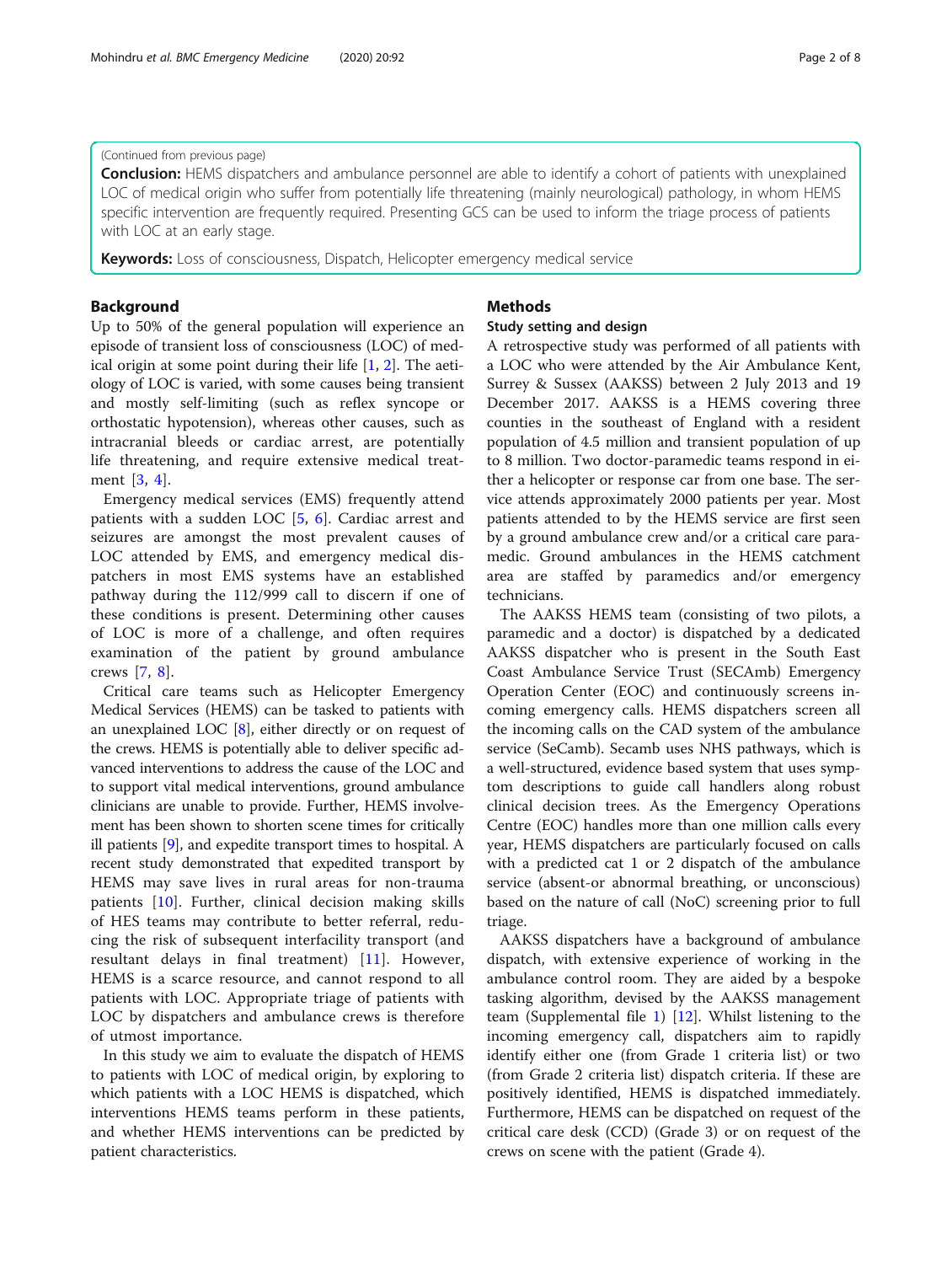(Continued from previous page)

**Conclusion:** HEMS dispatchers and ambulance personnel are able to identify a cohort of patients with unexplained LOC of medical origin who suffer from potentially life threatening (mainly neurological) pathology, in whom HEMS specific intervention are frequently required. Presenting GCS can be used to inform the triage process of patients with LOC at an early stage.

**Keywords:** Loss of consciousness, Dispatch, Helicopter emergency medical service

## Background

Up to 50% of the general population will experience an episode of transient loss of consciousness (LOC) of medical origin at some point during their life [1, 2]. The aetiology of LOC is varied, with some causes being transient and mostly self-limiting (such as reflex syncope or orthostatic hypotension), whereas other causes, such as intracranial bleeds or cardiac arrest, are potentially life threatening, and require extensive medical treatment [3, 4].

Emergency medical services (EMS) frequently attend patients with a sudden LOC [5, 6]. Cardiac arrest and seizures are amongst the most prevalent causes of LOC attended by EMS, and emergency medical dispatchers in most EMS systems have an established pathway during the 112/999 call to discern if one of these conditions is present. Determining other causes of LOC is more of a challenge, and often requires examination of the patient by ground ambulance crews [7, 8].

Critical care teams such as Helicopter Emergency Medical Services (HEMS) can be tasked to patients with an unexplained LOC [8], either directly or on request of the crews. HEMS is potentially able to deliver specific advanced interventions to address the cause of the LOC and to support vital medical interventions, ground ambulance clinicians are unable to provide. Further, HEMS involvement has been shown to shorten scene times for critically ill patients [9], and expedite transport times to hospital. A recent study demonstrated that expedited transport by HEMS may save lives in rural areas for non-trauma patients [10]. Further, clinical decision making skills of HES teams may contribute to better referral, reducing the risk of subsequent interfacility transport (and resultant delays in final treatment) [11]. However, HEMS is a scarce resource, and cannot respond to all patients with LOC. Appropriate triage of patients with LOC by dispatchers and ambulance crews is therefore of utmost importance.

In this study we aim to evaluate the dispatch of HEMS to patients with LOC of medical origin, by exploring to which patients with a LOC HEMS is dispatched, which interventions HEMS teams perform in these patients, and whether HEMS interventions can be predicted by patient characteristics.

## Methods

### Study setting and design

A retrospective study was performed of all patients with a LOC who were attended by the Air Ambulance Kent, Surrey & Sussex (AAKSS) between 2 July 2013 and 19 December 2017. AAKSS is a HEMS covering three counties in the southeast of England with a resident population of 4.5 million and transient population of up to 8 million. Two doctor-paramedic teams respond in either a helicopter or response car from one base. The service attends approximately 2000 patients per year. Most patients attended to by the HEMS service are first seen by a ground ambulance crew and/or a critical care paramedic. Ground ambulances in the HEMS catchment area are staffed by paramedics and/or emergency technicians.

The AAKSS HEMS team (consisting of two pilots, a paramedic and a doctor) is dispatched by a dedicated AAKSS dispatcher who is present in the South East Coast Ambulance Service Trust (SECAmb) Emergency Operation Center (EOC) and continuously screens incoming emergency calls. HEMS dispatchers screen all the incoming calls on the CAD system of the ambulance service (SeCamb). Secamb uses NHS pathways, which is a well-structured, evidence based system that uses symptom descriptions to guide call handlers along robust clinical decision trees. As the Emergency Operations Centre (EOC) handles more than one million calls every year, HEMS dispatchers are particularly focused on calls with a predicted cat 1 or 2 dispatch of the ambulance service (absent-or abnormal breathing, or unconscious) based on the nature of call (NoC) screening prior to full triage.

AAKSS dispatchers have a background of ambulance dispatch, with extensive experience of working in the ambulance control room. They are aided by a bespoke tasking algorithm, devised by the AAKSS management team (Supplemental file 1) [12]. Whilst listening to the incoming emergency call, dispatchers aim to rapidly identify either one (from Grade 1 criteria list) or two (from Grade 2 criteria list) dispatch criteria. If these are positively identified, HEMS is dispatched immediately. Furthermore, HEMS can be dispatched on request of the critical care desk (CCD) (Grade 3) or on request of the crews on scene with the patient (Grade 4).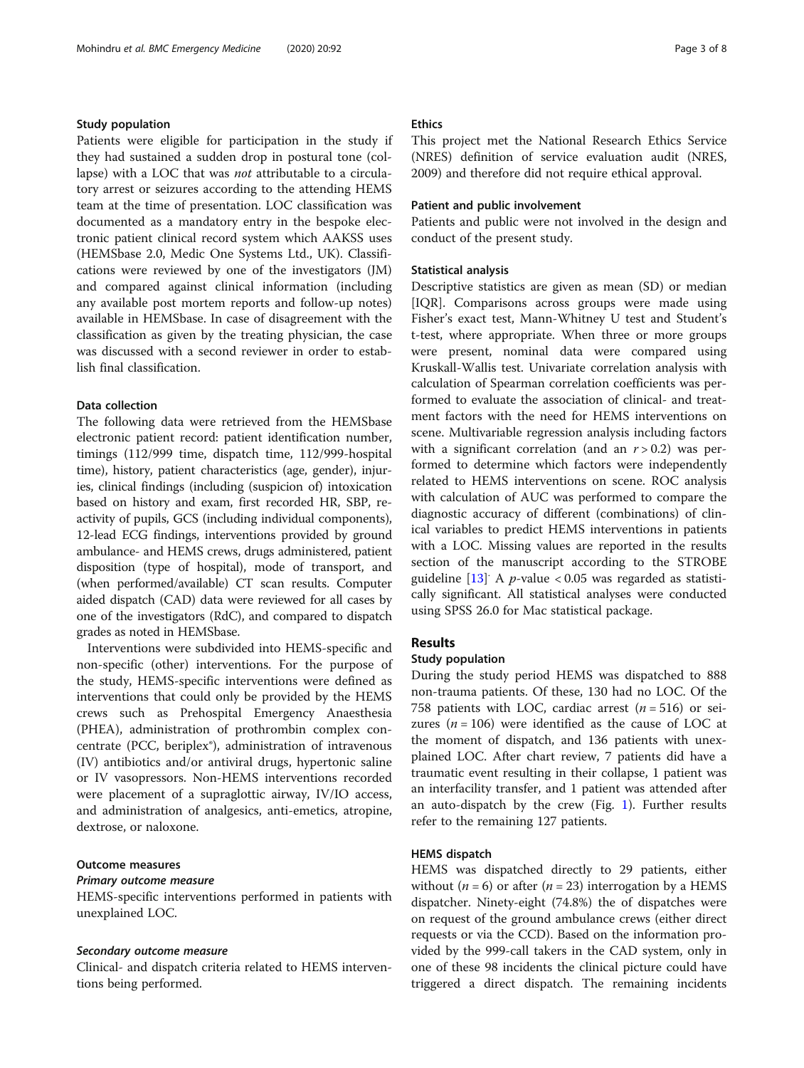### Study population

Patients were eligible for participation in the study if they had sustained a sudden drop in postural tone (collapse) with a LOC that was *not* attributable to a circulatory arrest or seizures according to the attending HEMS team at the time of presentation. LOC classification was documented as a mandatory entry in the bespoke electronic patient clinical record system which AAKSS uses (HEMSbase 2.0, Medic One Systems Ltd., UK). Classifications were reviewed by one of the investigators (JM) and compared against clinical information (including any available post mortem reports and follow-up notes) available in HEMSbase. In case of disagreement with the classification as given by the treating physician, the case was discussed with a second reviewer in order to establish final classification.

### Data collection

The following data were retrieved from the HEMSbase electronic patient record: patient identification number, timings (112/999 time, dispatch time, 112/999-hospital time), history, patient characteristics (age, gender), injuries, clinical findings (including (suspicion of) intoxication based on history and exam, first recorded HR, SBP, reactivity of pupils, GCS (including individual components), 12-lead ECG findings, interventions provided by ground ambulance- and HEMS crews, drugs administered, patient disposition (type of hospital), mode of transport, and (when performed/available) CT scan results. Computer aided dispatch (CAD) data were reviewed for all cases by one of the investigators (RdC), and compared to dispatch grades as noted in HEMSbase.

Interventions were subdivided into HEMS-specific and non-specific (other) interventions. For the purpose of the study, HEMS-specific interventions were defined as interventions that could only be provided by the HEMS crews such as Prehospital Emergency Anaesthesia (PHEA), administration of prothrombin complex concentrate (PCC, beriplex®), administration of intravenous (IV) antibiotics and/or antiviral drugs, hypertonic saline or IV vasopressors. Non-HEMS interventions recorded were placement of a supraglottic airway, IV/IO access, and administration of analgesics, anti-emetics, atropine, dextrose, or naloxone.

### Outcome measures

#### *Primary outcome measure*

HEMS-specific interventions performed in patients with unexplained LOC.

#### *Secondary outcome measure*

Clinical- and dispatch criteria related to HEMS interventions being performed.

### Ethics

This project met the National Research Ethics Service (NRES) definition of service evaluation audit (NRES, 2009) and therefore did not require ethical approval.

### Patient and public involvement

Patients and public were not involved in the design and conduct of the present study.

### Statistical analysis

Descriptive statistics are given as mean (SD) or median [IQR]. Comparisons across groups were made using Fisher's exact test, Mann-Whitney U test and Student's t-test, where appropriate. When three or more groups were present, nominal data were compared using Kruskall-Wallis test. Univariate correlation analysis with calculation of Spearman correlation coefficients was performed to evaluate the association of clinical- and treatment factors with the need for HEMS interventions on scene. Multivariable regression analysis including factors with a significant correlation (and an $r > 0.2$) was performed to determine which factors were independently related to HEMS interventions on scene. ROC analysis with calculation of AUC was performed to compare the diagnostic accuracy of different (combinations) of clinical variables to predict HEMS interventions in patients with a LOC. Missing values are reported in the results section of the manuscript according to the STROBE guideline [13]. A $p$-value $< 0.05$ was regarded as statistically significant. All statistical analyses were conducted using SPSS 26.0 for Mac statistical package.

## Results

### Study population

During the study period HEMS was dispatched to 888 non-trauma patients. Of these, 130 had no LOC. Of the 758 patients with LOC, cardiac arrest ($n = 516$) or seizures ($n = 106$) were identified as the cause of LOC at the moment of dispatch, and 136 patients with unexplained LOC. After chart review, 7 patients did have a traumatic event resulting in their collapse, 1 patient was an interfacility transfer, and 1 patient was attended after an auto-dispatch by the crew (Fig. 1). Further results refer to the remaining 127 patients.

### HEMS dispatch

HEMS was dispatched directly to 29 patients, either without ($n = 6$) or after ($n = 23$) interrogation by a HEMS dispatcher. Ninety-eight (74.8%) the of dispatches were on request of the ground ambulance crews (either direct requests or via the CCD). Based on the information provided by the 999-call takers in the CAD system, only in one of these 98 incidents the clinical picture could have triggered a direct dispatch. The remaining incidents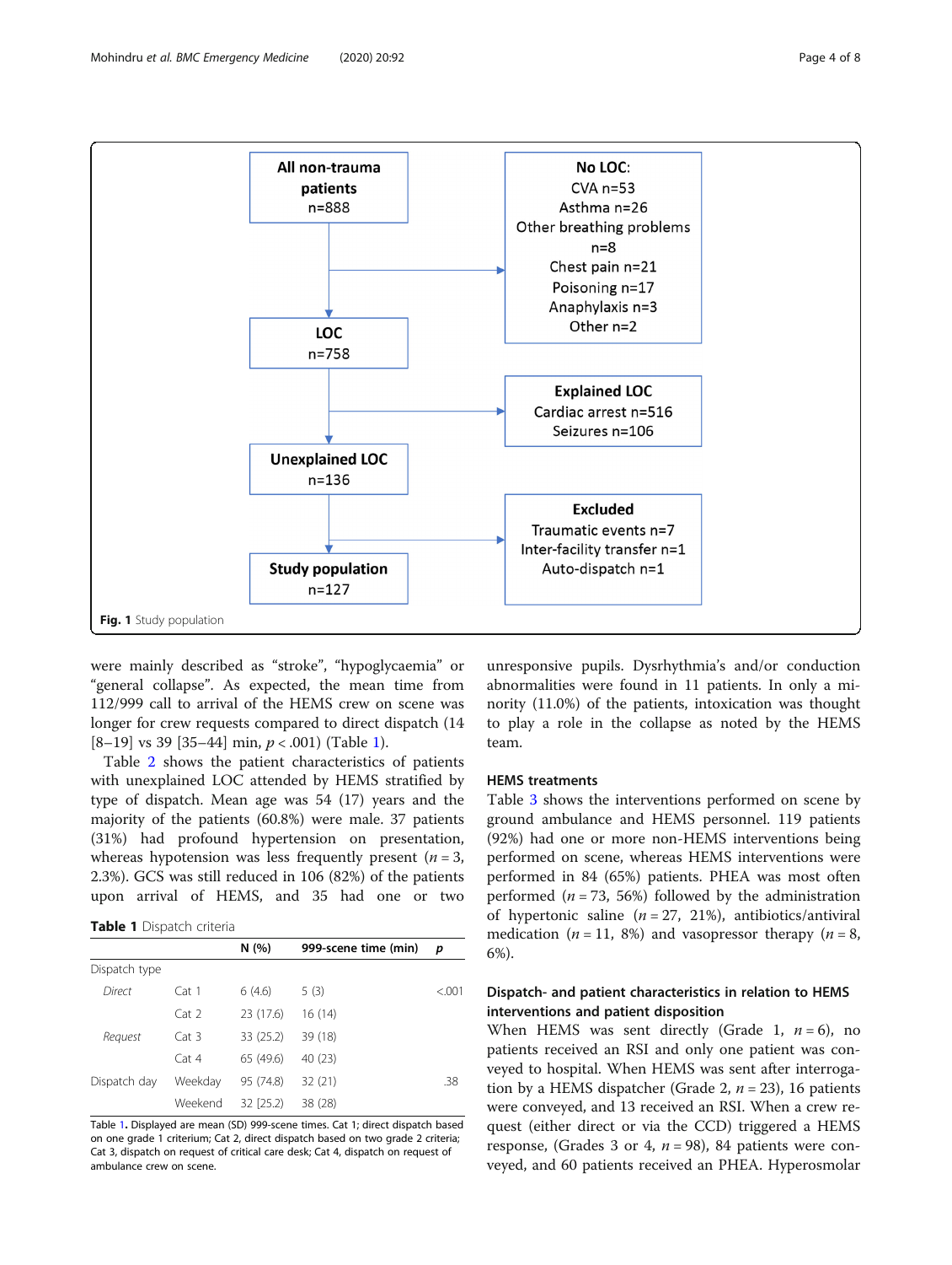All non-trauma patients n=888

LOC n=758

Unexplained LOC n=136

Study population n=127

No LOC: CVA n=53, Asthma n=26, Other breathing problems n=8, Chest pain n=21, Poisoning n=17, Anaphylaxis n=3, Other n=2

Explained LOC: Cardiac arrest n=516, Seizures n=106

Excluded: Traumatic events n=7, Inter-facility transfer n=1, Auto-dispatch n=1

**Fig. 1** Study population

were mainly described as "stroke", "hypoglycaemia" or "general collapse". As expected, the mean time from 112/999 call to arrival of the HEMS crew on scene was longer for crew requests compared to direct dispatch (14 [8–19] vs 39 [35–44] min, $p < .001$) (Table 1).

Table 2 shows the patient characteristics of patients with unexplained LOC attended by HEMS stratified by type of dispatch. Mean age was 54 (17) years and the majority of the patients (60.8%) were male. 37 patients (31%) had profound hypertension on presentation, whereas hypotension was less frequently present ($n = 3$, 2.3%). GCS was still reduced in 106 (82%) of the patients upon arrival of HEMS, and 35 had one or two unresponsive pupils. Dysrhythmia's and/or conduction abnormalities were found in 11 patients. In only a minority (11.0%) of the patients, intoxication was thought to play a role in the collapse as noted by the HEMS team.

**Table 1** Dispatch criteria

| | | N (%) | 999-scene time (min) | p |
|---|---|---|---|---|
| Dispatch type | | | | |
| *Direct* | Cat 1 | 6 (4.6) | 5 (3) | <.001 |
| | Cat 2 | 23 (17.6) | 16 (14) | |
| *Request* | Cat 3 | 33 (25.2) | 39 (18) | |
| | Cat 4 | 65 (49.6) | 40 (23) | |
| Dispatch day | Weekday | 95 (74.8) | 32 (21) | .38 |
| | Weekend | 32 [25.2] | 38 (28) | |

Table 1. Displayed are mean (SD) 999-scene times. Cat 1; direct dispatch based on one grade 1 criterium; Cat 2, direct dispatch based on two grade 2 criteria; Cat 3, dispatch on request of critical care desk; Cat 4, dispatch on request of ambulance crew on scene.

### HEMS treatments

Table 3 shows the interventions performed on scene by ground ambulance and HEMS personnel. 119 patients (92%) had one or more non-HEMS interventions being performed on scene, whereas HEMS interventions were performed in 84 (65%) patients. PHEA was most often performed ($n = 73$, 56%) followed by the administration of hypertonic saline ($n = 27$, 21%), antibiotics/antiviral medication ($n = 11$, 8%) and vasopressor therapy ($n = 8$, 6%).

### Dispatch- and patient characteristics in relation to HEMS interventions and patient disposition

When HEMS was sent directly (Grade 1, $n = 6$), no patients received an RSI and only one patient was conveyed to hospital. When HEMS was sent after interrogation by a HEMS dispatcher (Grade 2, $n = 23$), 16 patients were conveyed, and 13 received an RSI. When a crew request (either direct or via the CCD) triggered a HEMS response, (Grades 3 or 4, $n = 98$), 84 patients were conveyed, and 60 patients received an PHEA. Hyperosmolar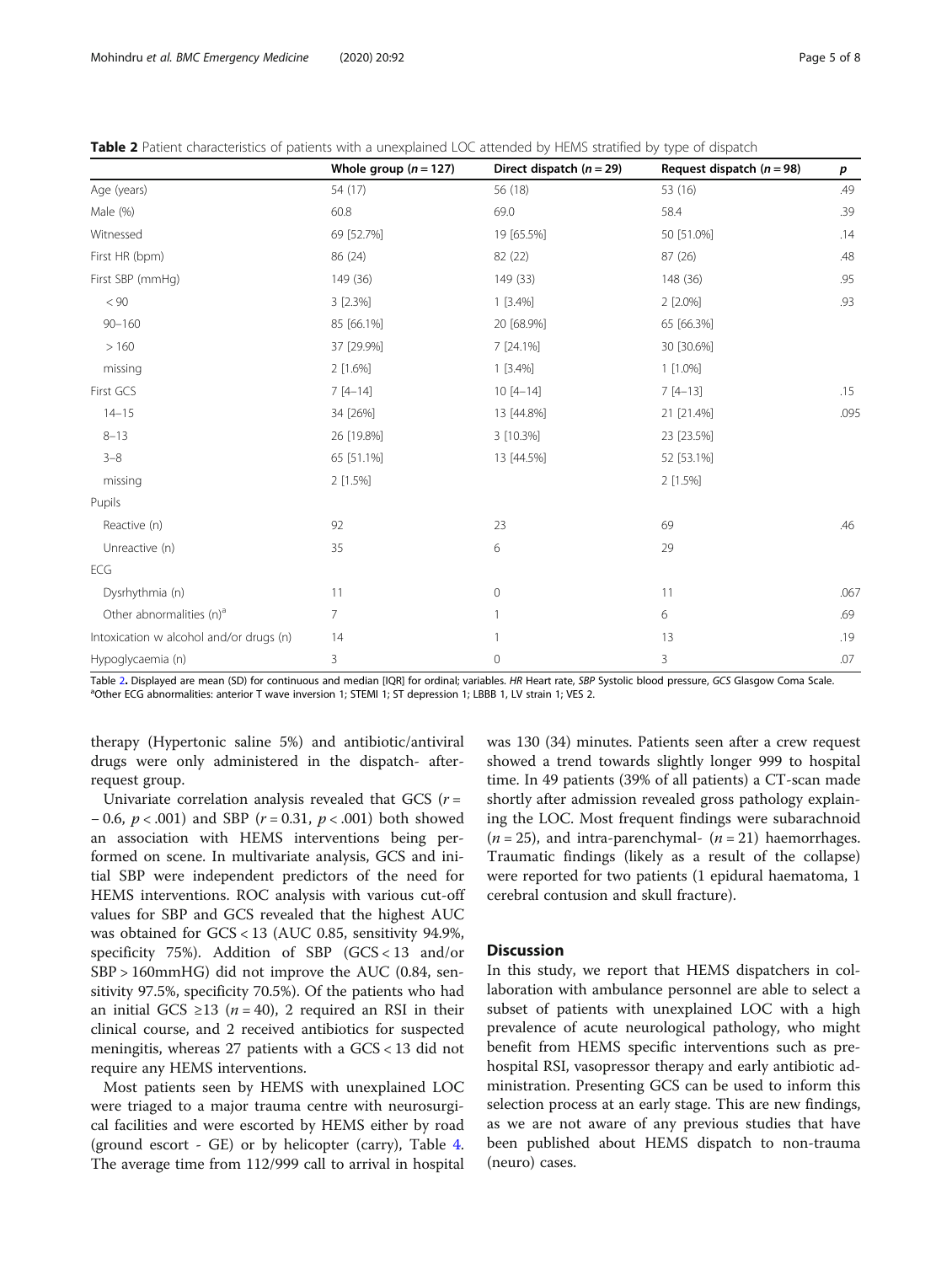**Table 2** Patient characteristics of patients with a unexplained LOC attended by HEMS stratified by type of dispatch

| | Whole group ($n = 127$) | Direct dispatch ($n = 29$) | Request dispatch ($n = 98$) | $p$ |
|---|---|---|---|---|
| Age (years) | 54 (17) | 56 (18) | 53 (16) | .49 |
| Male (%) | 60.8 | 69.0 | 58.4 | .39 |
| Witnessed | 69 [52.7%] | 19 [65.5%] | 50 [51.0%] | .14 |
| First HR (bpm) | 86 (24) | 82 (22) | 87 (26) | .48 |
| First SBP (mmHg) | 149 (36) | 149 (33) | 148 (36) | .95 |
| < 90 | 3 [2.3%] | 1 [3.4%] | 2 [2.0%] | .93 |
| 90–160 | 85 [66.1%] | 20 [68.9%] | 65 [66.3%] | |
| > 160 | 37 [29.9%] | 7 [24.1%] | 30 [30.6%] | |
| missing | 2 [1.6%] | 1 [3.4%] | 1 [1.0%] | |
| First GCS | 7 [4–14] | 10 [4–14] | 7 [4–13] | .15 |
| 14–15 | 34 [26%] | 13 [44.8%] | 21 [21.4%] | .095 |
| 8–13 | 26 [19.8%] | 3 [10.3%] | 23 [23.5%] | |
| 3–8 | 65 [51.1%] | 13 [44.5%] | 52 [53.1%] | |
| missing | 2 [1.5%] | | 2 [1.5%] | |
| Pupils | | | | |
| Reactive (n) | 92 | 23 | 69 | .46 |
| Unreactive (n) | 35 | 6 | 29 | |
| ECG | | | | |
| Dysrhythmia (n) | 11 | 0 | 11 | .067 |
| Other abnormalities (n)[a] | 7 | 1 | 6 | .69 |
| Intoxication w alcohol and/or drugs (n) | 14 | 1 | 13 | .19 |
| Hypoglycaemia (n) | 3 | 0 | 3 | .07 |

Table 2. Displayed are mean (SD) for continuous and median [IQR] for ordinal; variables. *HR* Heart rate, *SBP* Systolic blood pressure, *GCS* Glasgow Coma Scale.
[a]Other ECG abnormalities: anterior T wave inversion 1; STEMI 1; ST depression 1; LBBB 1, LV strain 1; VES 2.

therapy (Hypertonic saline 5%) and antibiotic/antiviral drugs were only administered in the dispatch- after-request group.

Univariate correlation analysis revealed that GCS ($r = -0.6$, $p < .001$) and SBP ($r = 0.31$, $p < .001$) both showed an association with HEMS interventions being performed on scene. In multivariate analysis, GCS and initial SBP were independent predictors of the need for HEMS interventions. ROC analysis with various cut-off values for SBP and GCS revealed that the highest AUC was obtained for GCS < 13 (AUC 0.85, sensitivity 94.9%, specificity 75%). Addition of SBP (GCS < 13 and/or SBP > 160mmHG) did not improve the AUC (0.84, sensitivity 97.5%, specificity 70.5%). Of the patients who had an initial GCS ≥13 ($n = 40$), 2 required an RSI in their clinical course, and 2 received antibiotics for suspected meningitis, whereas 27 patients with a GCS < 13 did not require any HEMS interventions.

Most patients seen by HEMS with unexplained LOC were triaged to a major trauma centre with neurosurgical facilities and were escorted by HEMS either by road (ground escort - GE) or by helicopter (carry), Table 4. The average time from 112/999 call to arrival in hospital was 130 (34) minutes. Patients seen after a crew request showed a trend towards slightly longer 999 to hospital time. In 49 patients (39% of all patients) a CT-scan made shortly after admission revealed gross pathology explaining the LOC. Most frequent findings were subarachnoid ($n = 25$), and intra-parenchymal- ($n = 21$) haemorrhages. Traumatic findings (likely as a result of the collapse) were reported for two patients (1 epidural haematoma, 1 cerebral contusion and skull fracture).

## Discussion

In this study, we report that HEMS dispatchers in collaboration with ambulance personnel are able to select a subset of patients with unexplained LOC with a high prevalence of acute neurological pathology, who might benefit from HEMS specific interventions such as pre-hospital RSI, vasopressor therapy and early antibiotic administration. Presenting GCS can be used to inform this selection process at an early stage. This are new findings, as we are not aware of any previous studies that have been published about HEMS dispatch to non-trauma (neuro) cases.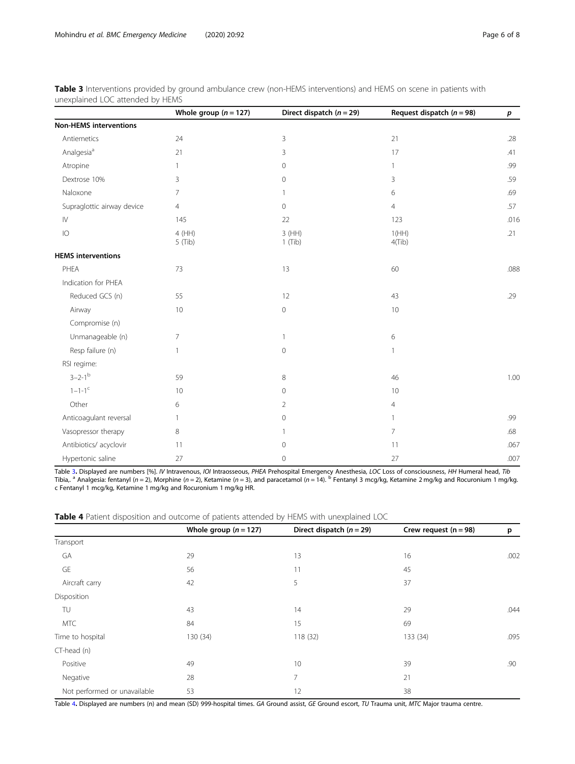**Table 3** Interventions provided by ground ambulance crew (non-HEMS interventions) and HEMS on scene in patients with unexplained LOC attended by HEMS

| | Whole group (*n* = 127) | Direct dispatch (*n* = 29) | Request dispatch (*n* = 98) | *p* |
|---|---|---|---|---|
| **Non-HEMS interventions** | | | | |
| Antiemetics | 24 | 3 | 21 | .28 |
| Analgesia[a] | 21 | 3 | 17 | .41 |
| Atropine | 1 | 0 | 1 | .99 |
| Dextrose 10% | 3 | 0 | 3 | .59 |
| Naloxone | 7 | 1 | 6 | .69 |
| Supraglottic airway device | 4 | 0 | 4 | .57 |
| IV | 145 | 22 | 123 | .016 |
| IO | 4 (HH) 5 (Tib) | 3 (HH) 1 (Tib) | 1(HH) 4(Tib) | .21 |
| **HEMS interventions** | | | | |
| PHEA | 73 | 13 | 60 | .088 |
| Indication for PHEA | | | | |
| Reduced GCS (n) | 55 | 12 | 43 | .29 |
| Airway Compromise (n) | 10 | 0 | 10 | |
| Unmanageable (n) | 7 | 1 | 6 | |
| Resp failure (n) | 1 | 0 | 1 | |
| RSI regime: | | | | |
| 3–2-1[b] | 59 | 8 | 46 | 1.00 |
| 1–1-1[c] | 10 | 0 | 10 | |
| Other | 6 | 2 | 4 | |
| Anticoagulant reversal | 1 | 0 | 1 | .99 |
| Vasopressor therapy | 8 | 1 | 7 | .68 |
| Antibiotics/ acyclovir | 11 | 0 | 11 | .067 |
| Hypertonic saline | 27 | 0 | 27 | .007 |

Table 3. Displayed are numbers [%]. *IV* Intravenous, *IOI* Intraosseous, *PHEA* Prehospital Emergency Anesthesia, *LOC* Loss of consciousness, *HH* Humeral head, *Tib* Tibia,. [a] Analgesia: fentanyl (*n* = 2), Morphine (*n* = 2), Ketamine (*n* = 3), and paracetamol (*n* = 14). [b] Fentanyl 3 mcg/kg, Ketamine 2 mg/kg and Rocuronium 1 mg/kg. c Fentanyl 1 mcg/kg, Ketamine 1 mg/kg and Rocuronium 1 mg/kg HR.

**Table 4** Patient disposition and outcome of patients attended by HEMS with unexplained LOC

| | Whole group (*n* = 127) | Direct dispatch (*n* = 29) | Crew request (n = 98) | p |
|---|---|---|---|---|
| Transport | | | | |
| GA | 29 | 13 | 16 | .002 |
| GE | 56 | 11 | 45 | |
| Aircraft carry | 42 | 5 | 37 | |
| Disposition | | | | |
| TU | 43 | 14 | 29 | .044 |
| MTC | 84 | 15 | 69 | |
| Time to hospital | 130 (34) | 118 (32) | 133 (34) | .095 |
| CT-head (n) | | | | |
| Positive | 49 | 10 | 39 | .90 |
| Negative | 28 | 7 | 21 | |
| Not performed or unavailable | 53 | 12 | 38 | |

Table 4. Displayed are numbers (n) and mean (SD) 999-hospital times. *GA* Ground assist, *GE* Ground escort, *TU* Trauma unit, *MTC* Major trauma centre.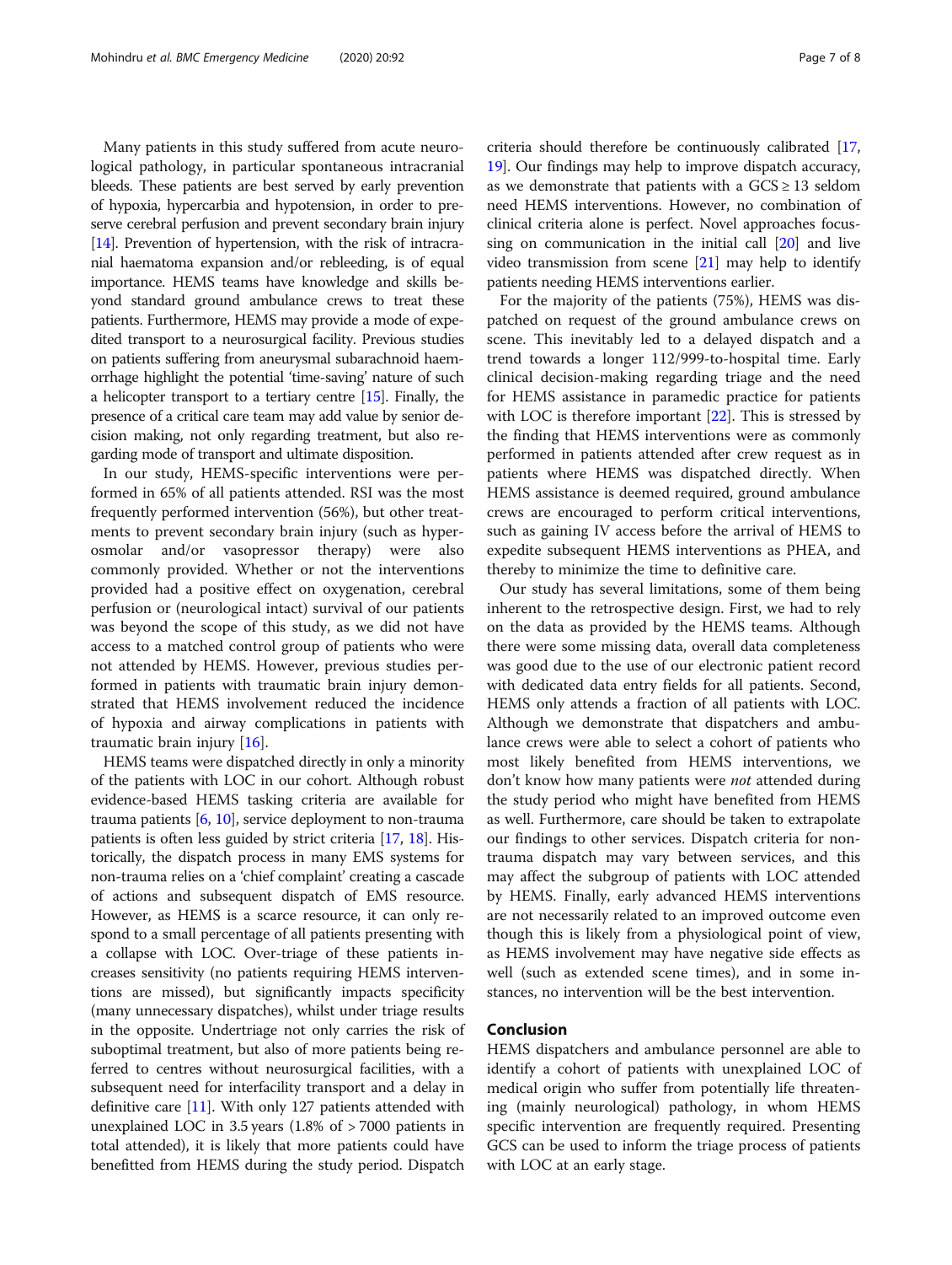Many patients in this study suffered from acute neurological pathology, in particular spontaneous intracranial bleeds. These patients are best served by early prevention of hypoxia, hypercarbia and hypotension, in order to preserve cerebral perfusion and prevent secondary brain injury [14]. Prevention of hypertension, with the risk of intracranial haematoma expansion and/or rebleeding, is of equal importance. HEMS teams have knowledge and skills beyond standard ground ambulance crews to treat these patients. Furthermore, HEMS may provide a mode of expedited transport to a neurosurgical facility. Previous studies on patients suffering from aneurysmal subarachnoid haemorrhage highlight the potential 'time-saving' nature of such a helicopter transport to a tertiary centre [15]. Finally, the presence of a critical care team may add value by senior decision making, not only regarding treatment, but also regarding mode of transport and ultimate disposition.

In our study, HEMS-specific interventions were performed in 65% of all patients attended. RSI was the most frequently performed intervention (56%), but other treatments to prevent secondary brain injury (such as hyperosmolar and/or vasopressor therapy) were also commonly provided. Whether or not the interventions provided had a positive effect on oxygenation, cerebral perfusion or (neurological intact) survival of our patients was beyond the scope of this study, as we did not have access to a matched control group of patients who were not attended by HEMS. However, previous studies performed in patients with traumatic brain injury demonstrated that HEMS involvement reduced the incidence of hypoxia and airway complications in patients with traumatic brain injury [16].

HEMS teams were dispatched directly in only a minority of the patients with LOC in our cohort. Although robust evidence-based HEMS tasking criteria are available for trauma patients [6, 10], service deployment to non-trauma patients is often less guided by strict criteria [17, 18]. Historically, the dispatch process in many EMS systems for non-trauma relies on a 'chief complaint' creating a cascade of actions and subsequent dispatch of EMS resource. However, as HEMS is a scarce resource, it can only respond to a small percentage of all patients presenting with a collapse with LOC. Over-triage of these patients increases sensitivity (no patients requiring HEMS interventions are missed), but significantly impacts specificity (many unnecessary dispatches), whilst under triage results in the opposite. Undertriage not only carries the risk of suboptimal treatment, but also of more patients being referred to centres without neurosurgical facilities, with a subsequent need for interfacility transport and a delay in definitive care [11]. With only 127 patients attended with unexplained LOC in 3.5 years (1.8% of > 7000 patients in total attended), it is likely that more patients could have benefitted from HEMS during the study period. Dispatch criteria should therefore be continuously calibrated [17, 19]. Our findings may help to improve dispatch accuracy, as we demonstrate that patients with a GCS ≥ 13 seldom need HEMS interventions. However, no combination of clinical criteria alone is perfect. Novel approaches focussing on communication in the initial call [20] and live video transmission from scene [21] may help to identify patients needing HEMS interventions earlier.

For the majority of the patients (75%), HEMS was dispatched on request of the ground ambulance crews on scene. This inevitably led to a delayed dispatch and a trend towards a longer 112/999-to-hospital time. Early clinical decision-making regarding triage and the need for HEMS assistance in paramedic practice for patients with LOC is therefore important [22]. This is stressed by the finding that HEMS interventions were as commonly performed in patients attended after crew request as in patients where HEMS was dispatched directly. When HEMS assistance is deemed required, ground ambulance crews are encouraged to perform critical interventions, such as gaining IV access before the arrival of HEMS to expedite subsequent HEMS interventions as PHEA, and thereby to minimize the time to definitive care.

Our study has several limitations, some of them being inherent to the retrospective design. First, we had to rely on the data as provided by the HEMS teams. Although there were some missing data, overall data completeness was good due to the use of our electronic patient record with dedicated data entry fields for all patients. Second, HEMS only attends a fraction of all patients with LOC. Although we demonstrate that dispatchers and ambulance crews were able to select a cohort of patients who most likely benefited from HEMS interventions, we don't know how many patients were *not* attended during the study period who might have benefited from HEMS as well. Furthermore, care should be taken to extrapolate our findings to other services. Dispatch criteria for non-trauma dispatch may vary between services, and this may affect the subgroup of patients with LOC attended by HEMS. Finally, early advanced HEMS interventions are not necessarily related to an improved outcome even though this is likely from a physiological point of view, as HEMS involvement may have negative side effects as well (such as extended scene times), and in some instances, no intervention will be the best intervention.

## Conclusion

HEMS dispatchers and ambulance personnel are able to identify a cohort of patients with unexplained LOC of medical origin who suffer from potentially life threatening (mainly neurological) pathology, in whom HEMS specific intervention are frequently required. Presenting GCS can be used to inform the triage process of patients with LOC at an early stage.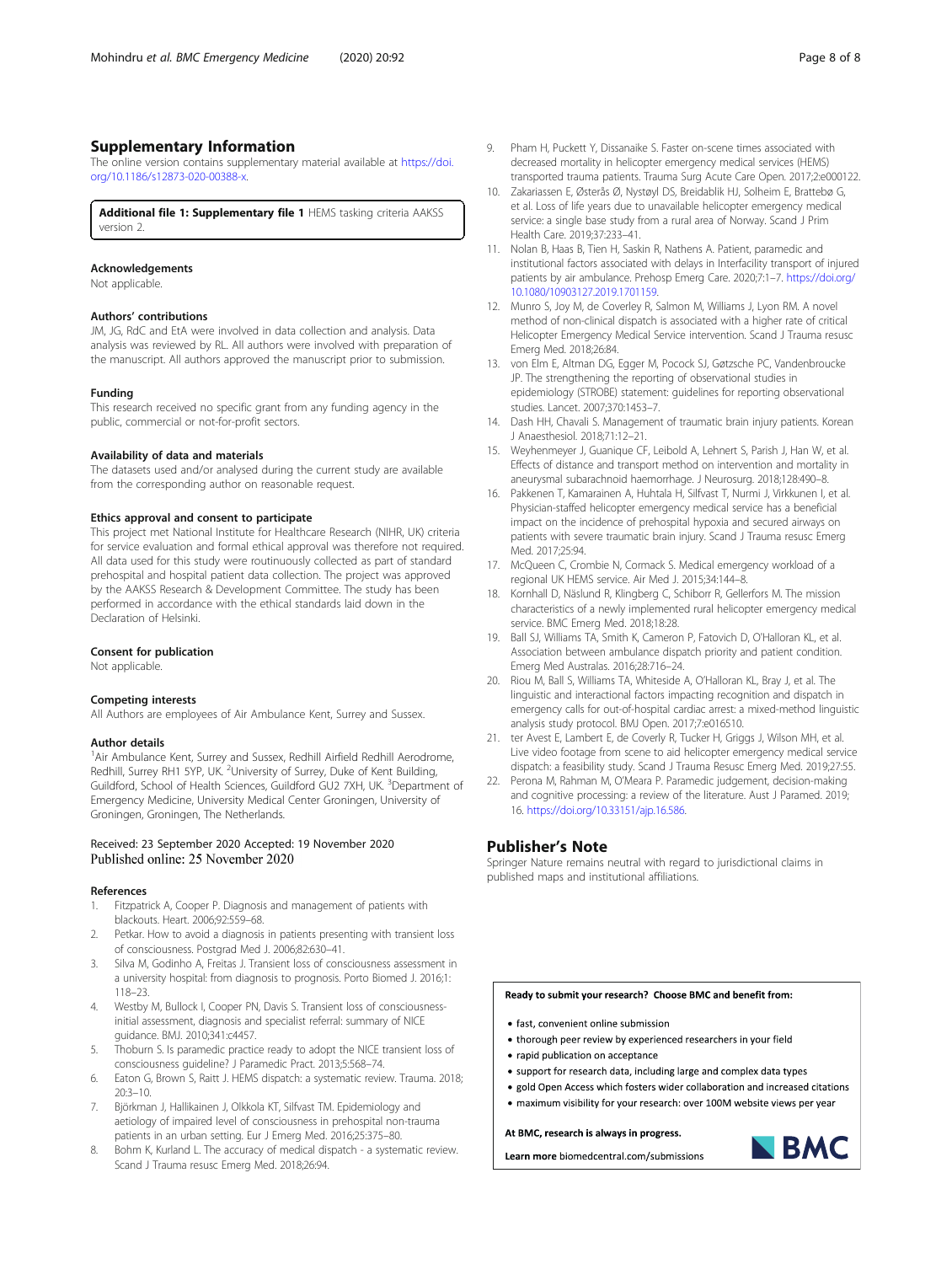## Supplementary Information

The online version contains supplementary material available at https://doi.org/10.1186/s12873-020-00388-x.

**Additional file 1: Supplementary file 1** HEMS tasking criteria AAKSS version 2.

### Acknowledgements

Not applicable.

### Authors' contributions

JM, JG, RdC and EtA were involved in data collection and analysis. Data analysis was reviewed by RL. All authors were involved with preparation of the manuscript. All authors approved the manuscript prior to submission.

### Funding

This research received no specific grant from any funding agency in the public, commercial or not-for-profit sectors.

### Availability of data and materials

The datasets used and/or analysed during the current study are available from the corresponding author on reasonable request.

### Ethics approval and consent to participate

This project met National Institute for Healthcare Research (NIHR, UK) criteria for service evaluation and formal ethical approval was therefore not required. All data used for this study were routinously collected as part of standard prehospital and hospital patient data collection. The project was approved by the AAKSS Research & Development Committee. The study has been performed in accordance with the ethical standards laid down in the Declaration of Helsinki.

### Consent for publication

Not applicable.

### Competing interests

All Authors are employees of Air Ambulance Kent, Surrey and Sussex.

### Author details

[1]Air Ambulance Kent, Surrey and Sussex, Redhill Airfield Redhill Aerodrome, Redhill, Surrey RH1 5YP, UK. [2]University of Surrey, Duke of Kent Building, Guildford, School of Health Sciences, Guildford GU2 7XH, UK. [3]Department of Emergency Medicine, University Medical Center Groningen, University of Groningen, Groningen, The Netherlands.

Received: 23 September 2020 Accepted: 19 November 2020
Published online: 25 November 2020

### References

1. Fitzpatrick A, Cooper P. Diagnosis and management of patients with blackouts. Heart. 2006;92:559–68.
2. Petkar. How to avoid a diagnosis in patients presenting with transient loss of consciousness. Postgrad Med J. 2006;82:630–41.
3. Silva M, Godinho A, Freitas J. Transient loss of consciousness assessment in a university hospital: from diagnosis to prognosis. Porto Biomed J. 2016;1:118–23.
4. Westby M, Bullock I, Cooper PN, Davis S. Transient loss of consciousness-initial assessment, diagnosis and specialist referral: summary of NICE guidance. BMJ. 2010;341:c4457.
5. Thoburn S. Is paramedic practice ready to adopt the NICE transient loss of consciousness guideline? J Paramedic Pract. 2013;5:568–74.
6. Eaton G, Brown S, Raitt J. HEMS dispatch: a systematic review. Trauma. 2018;20:3–10.
7. Björkman J, Hallikainen J, Olkkola KT, Silfvast TM. Epidemiology and aetiology of impaired level of consciousness in prehospital non-trauma patients in an urban setting. Eur J Emerg Med. 2016;25:375–80.
8. Bohm K, Kurland L. The accuracy of medical dispatch - a systematic review. Scand J Trauma resusc Emerg Med. 2018;26:94.
9. Pham H, Puckett Y, Dissanaike S. Faster on-scene times associated with decreased mortality in helicopter emergency medical services (HEMS) transported trauma patients. Trauma Surg Acute Care Open. 2017;2:e000122.
10. Zakariassen E, Østerås Ø, Nystøyl DS, Breidablik HJ, Solheim E, Brattebø G, et al. Loss of life years due to unavailable helicopter emergency medical service: a single base study from a rural area of Norway. Scand J Prim Health Care. 2019;37:233–41.
11. Nolan B, Haas B, Tien H, Saskin R, Nathens A. Patient, paramedic and institutional factors associated with delays in Interfacility transport of injured patients by air ambulance. Prehosp Emerg Care. 2020;7:1–7. https://doi.org/10.1080/10903127.2019.1701159.
12. Munro S, Joy M, de Coverley R, Salmon M, Williams J, Lyon RM. A novel method of non-clinical dispatch is associated with a higher rate of critical Helicopter Emergency Medical Service intervention. Scand J Trauma resusc Emerg Med. 2018;26:84.
13. von Elm E, Altman DG, Egger M, Pocock SJ, Gøtzsche PC, Vandenbroucke JP. The strengthening the reporting of observational studies in epidemiology (STROBE) statement: guidelines for reporting observational studies. Lancet. 2007;370:1453–7.
14. Dash HH, Chavali S. Management of traumatic brain injury patients. Korean J Anaesthesiol. 2018;71:12–21.
15. Weyhenmeyer J, Guanique CF, Leibold A, Lehnert S, Parish J, Han W, et al. Effects of distance and transport method on intervention and mortality in aneurysmal subarachnoid haemorrhage. J Neurosurg. 2018;128:490–8.
16. Pakkenen T, Kamarainen A, Huhtala H, Silfvast T, Nurmi J, Virkkunen I, et al. Physician-staffed helicopter emergency medical service has a beneficial impact on the incidence of prehospital hypoxia and secured airways on patients with severe traumatic brain injury. Scand J Trauma resusc Emerg Med. 2017;25:94.
17. McQueen C, Crombie N, Cormack S. Medical emergency workload of a regional UK HEMS service. Air Med J. 2015;34:144–8.
18. Kornhall D, Näslund R, Klingberg C, Schiborr R, Gellerfors M. The mission characteristics of a newly implemented rural helicopter emergency medical service. BMC Emerg Med. 2018;18:28.
19. Ball SJ, Williams TA, Smith K, Cameron P, Fatovich D, O'Halloran KL, et al. Association between ambulance dispatch priority and patient condition. Emerg Med Australas. 2016;28:716–24.
20. Riou M, Ball S, Williams TA, Whiteside A, O'Halloran KL, Bray J, et al. The linguistic and interactional factors impacting recognition and dispatch in emergency calls for out-of-hospital cardiac arrest: a mixed-method linguistic analysis study protocol. BMJ Open. 2017;7:e016510.
21. ter Avest E, Lambert E, de Coverly R, Tucker H, Griggs J, Wilson MH, et al. Live video footage from scene to aid helicopter emergency medical service dispatch: a feasibility study. Scand J Trauma Resusc Emerg Med. 2019;27:55.
22. Perona M, Rahman M, O'Meara P. Paramedic judgement, decision-making and cognitive processing: a review of the literature. Aust J Paramed. 2019;16. https://doi.org/10.33151/ajp.16.586.

## Publisher's Note

Springer Nature remains neutral with regard to jurisdictional claims in published maps and institutional affiliations.

**Ready to submit your research? Choose BMC and benefit from:**

- fast, convenient online submission
- thorough peer review by experienced researchers in your field
- rapid publication on acceptance
- support for research data, including large and complex data types
- gold Open Access which fosters wider collaboration and increased citations
- maximum visibility for your research: over 100M website views per year

**At BMC, research is always in progress.**

**Learn more** biomedcentral.com/submissions

BMC